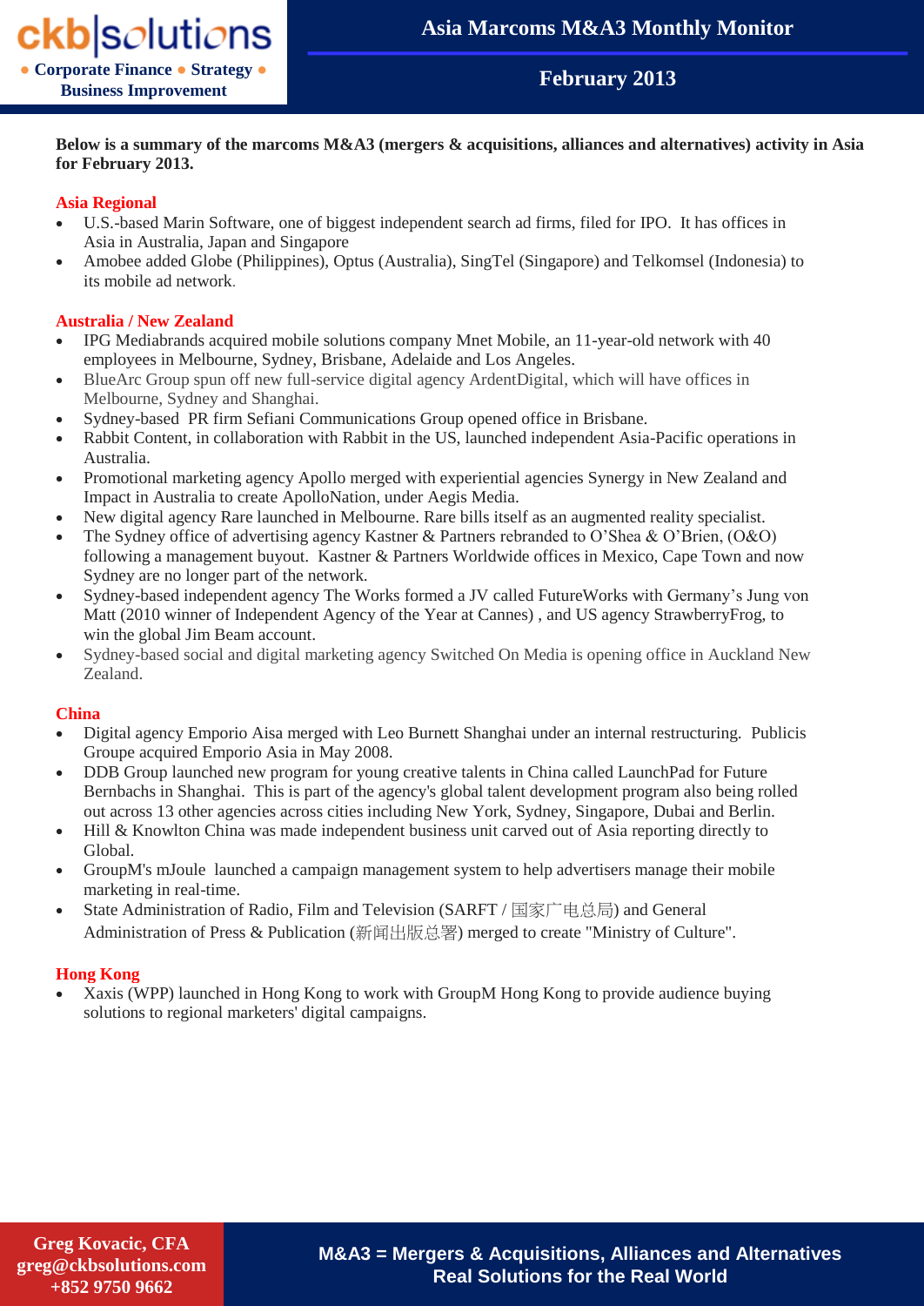# Asia Marcoms M&A3 Monthly Monitor

## February 2013

**Below is a summary of the marcoms M&A3 (mergers & acquisitions, alliances and alternatives) activity in Asia for February 2013.**

### Asia Regional

- U.S.-based Marin Software, one of biggest independent search ad firms, filed for IPO. It has offices in Asia in Australia, Japan and Singapore
- Amobee added Globe (Philippines), Optus (Australia), SingTel (Singapore) and Telkomsel (Indonesia) to its mobile ad network.

### Australia / New Zealand

- IPG Mediabrands acquired mobile solutions company Mnet Mobile, an 11-year-old network with 40 employees in Melbourne, Sydney, Brisbane, Adelaide and Los Angeles.
- BlueArc Group spun off new full-service digital agency ArdentDigital, which will have offices in Melbourne, Sydney and Shanghai.
- Sydney-based PR firm Sefiani Communications Group opened office in Brisbane.
- Rabbit Content, in collaboration with Rabbit in the US, launched independent Asia-Pacific operations in Australia.
- Promotional marketing agency Apollo merged with experiential agencies Synergy in New Zealand and Impact in Australia to create ApolloNation, under Aegis Media.
- New digital agency Rare launched in Melbourne. Rare bills itself as an augmented reality specialist.
- The Sydney office of advertising agency Kastner & Partners rebranded to O'Shea & O'Brien, (O&O) following a management buyout. Kastner & Partners Worldwide offices in Mexico, Cape Town and now Sydney are no longer part of the network.
- Sydney-based independent agency The Works formed a JV called FutureWorks with Germany's Jung von Matt (2010 winner of Independent Agency of the Year at Cannes) , and US agency StrawberryFrog, to win the global Jim Beam account.
- Sydney-based social and digital marketing agency Switched On Media is opening office in Auckland New Zealand.

### China

- Digital agency Emporio Aisa merged with Leo Burnett Shanghai under an internal restructuring. Publicis Groupe acquired Emporio Asia in May 2008.
- DDB Group launched new program for young creative talents in China called LaunchPad for Future Bernbachs in Shanghai. This is part of the agency's global talent development program also being rolled out across 13 other agencies across cities including New York, Sydney, Singapore, Dubai and Berlin.
- Hill & Knowlton China was made independent business unit carved out of Asia reporting directly to Global.
- GroupM's mJoule launched a campaign management system to help advertisers manage their mobile marketing in real-time.
- State Administration of Radio, Film and Television (SARFT / 国家广电总局) and General Administration of Press & Publication (新闻出版总署) merged to create "Ministry of Culture".

### Hong Kong

- Xaxis (WPP) launched in Hong Kong to work with GroupM Hong Kong to provide audience buying solutions to regional marketers' digital campaigns.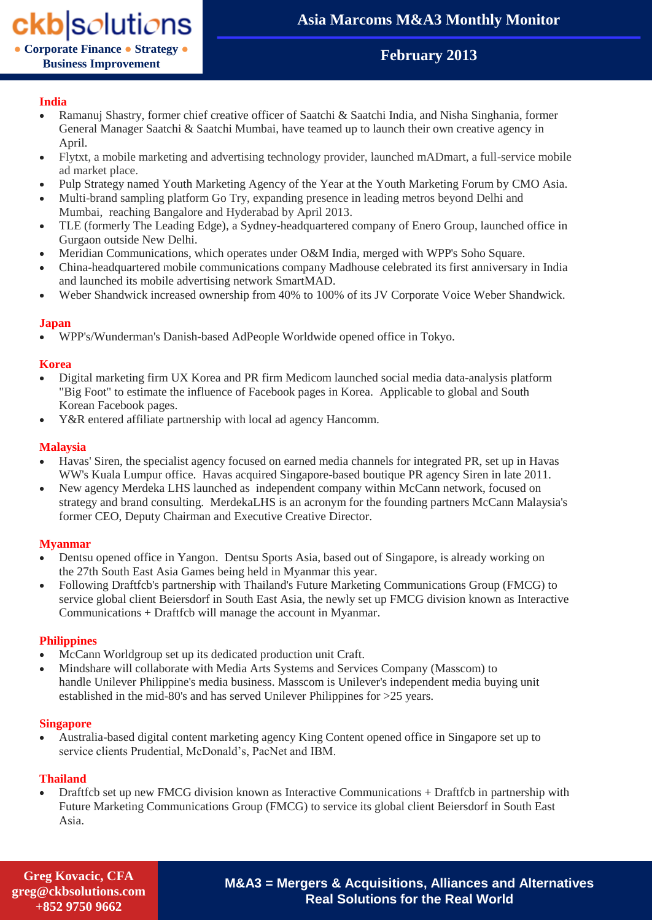## India

- Ramanuj Shastry, former chief creative officer of Saatchi & Saatchi India, and Nisha Singhania, former General Manager Saatchi & Saatchi Mumbai, have teamed up to launch their own creative agency in April.
- Flytxt, a mobile marketing and advertising technology provider, launched mADmart, a full-service mobile ad market place.
- Pulp Strategy named Youth Marketing Agency of the Year at the Youth Marketing Forum by CMO Asia.
- Multi-brand sampling platform Go Try, expanding presence in leading metros beyond Delhi and Mumbai, reaching Bangalore and Hyderabad by April 2013.
- TLE (formerly The Leading Edge), a Sydney-headquartered company of Enero Group, launched office in Gurgaon outside New Delhi.
- Meridian Communications, which operates under O&M India, merged with WPP's Soho Square.
- China-headquartered mobile communications company Madhouse celebrated its first anniversary in India and launched its mobile advertising network SmartMAD.
- Weber Shandwick increased ownership from 40% to 100% of its JV Corporate Voice Weber Shandwick.

## Japan

- WPP's/Wunderman's Danish-based AdPeople Worldwide opened office in Tokyo.

## Korea

- Digital marketing firm UX Korea and PR firm Medicom launched social media data-analysis platform "Big Foot" to estimate the influence of Facebook pages in Korea. Applicable to global and South Korean Facebook pages.
- Y&R entered affiliate partnership with local ad agency Hancomm.

## Malaysia

- Havas' Siren, the specialist agency focused on earned media channels for integrated PR, set up in Havas WW's Kuala Lumpur office. Havas acquired Singapore-based boutique PR agency Siren in late 2011.
- New agency Merdeka LHS launched as independent company within McCann network, focused on strategy and brand consulting. MerdekaLHS is an acronym for the founding partners McCann Malaysia's former CEO, Deputy Chairman and Executive Creative Director.

## Myanmar

- Dentsu opened office in Yangon. Dentsu Sports Asia, based out of Singapore, is already working on the 27th South East Asia Games being held in Myanmar this year.
- Following Draftfcb's partnership with Thailand's Future Marketing Communications Group (FMCG) to service global client Beiersdorf in South East Asia, the newly set up FMCG division known as Interactive Communications + Draftfcb will manage the account in Myanmar.

## Philippines

- McCann Worldgroup set up its dedicated production unit Craft.
- Mindshare will collaborate with Media Arts Systems and Services Company (Masscom) to handle Unilever Philippine's media business. Masscom is Unilever's independent media buying unit established in the mid-80's and has served Unilever Philippines for >25 years.

## Singapore

- Australia-based digital content marketing agency King Content opened office in Singapore set up to service clients Prudential, McDonald's, PacNet and IBM.

## Thailand

- Draftfcb set up new FMCG division known as Interactive Communications + Draftfcb in partnership with Future Marketing Communications Group (FMCG) to service its global client Beiersdorf in South East Asia.